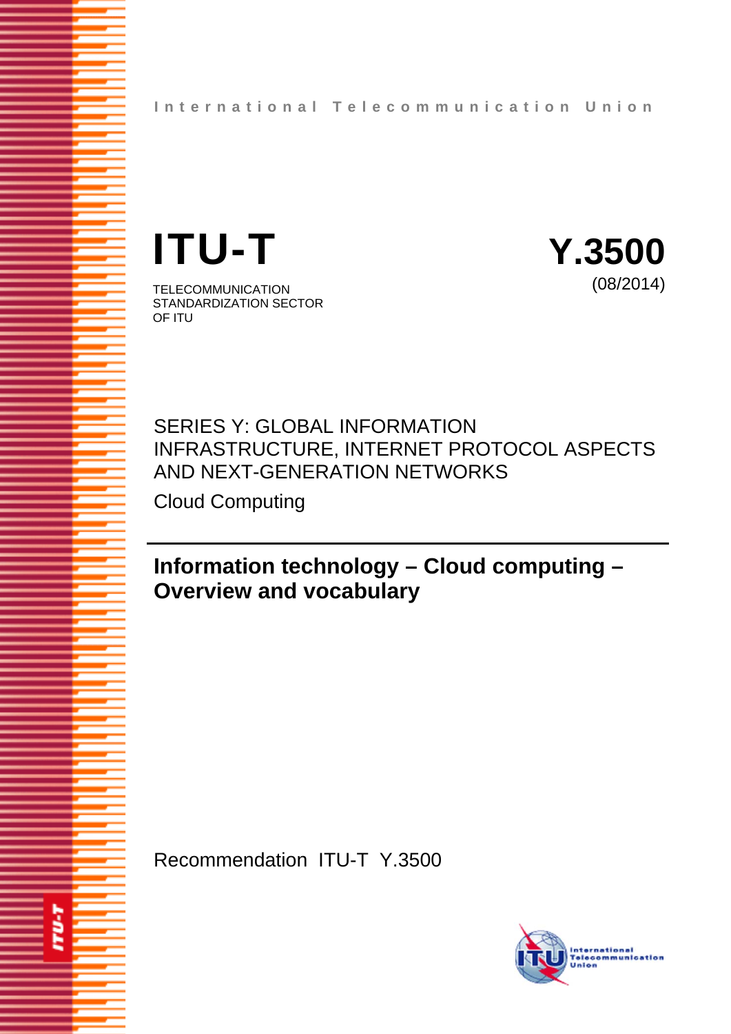International Telecommunication Union

# ITU-T

TELECOMMUNICATION STANDARDIZATION SECTOR OF ITU

**Y.3500**

(08/2014)

SERIES Y: GLOBAL INFORMATION INFRASTRUCTURE, INTERNET PROTOCOL ASPECTS AND NEXT-GENERATION NETWORKS

Cloud Computing

## Information technology – Cloud computing – Overview and vocabulary

Recommendation ITU-T Y.3500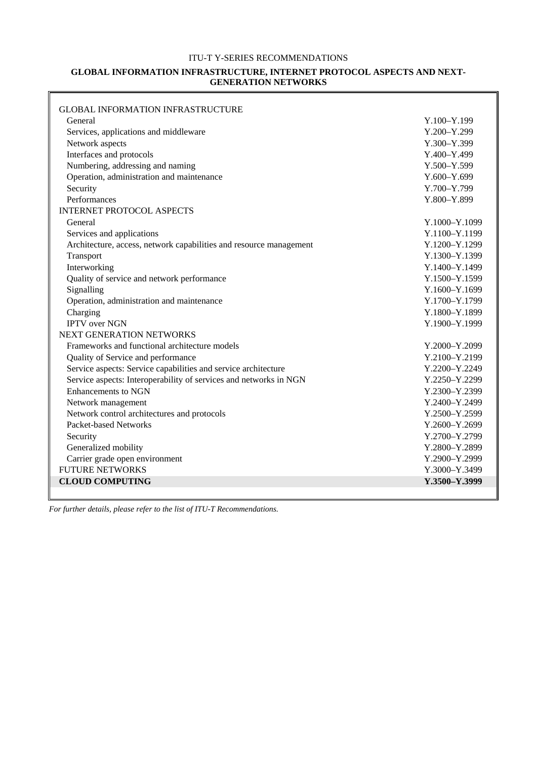ITU-T Y-SERIES RECOMMENDATIONS

**GLOBAL INFORMATION INFRASTRUCTURE, INTERNET PROTOCOL ASPECTS AND NEXT-GENERATION NETWORKS**

| | |
|---|---|
| GLOBAL INFORMATION INFRASTRUCTURE | |
| General | Y.100–Y.199 |
| Services, applications and middleware | Y.200–Y.299 |
| Network aspects | Y.300–Y.399 |
| Interfaces and protocols | Y.400–Y.499 |
| Numbering, addressing and naming | Y.500–Y.599 |
| Operation, administration and maintenance | Y.600–Y.699 |
| Security | Y.700–Y.799 |
| Performances | Y.800–Y.899 |
| INTERNET PROTOCOL ASPECTS | |
| General | Y.1000–Y.1099 |
| Services and applications | Y.1100–Y.1199 |
| Architecture, access, network capabilities and resource management | Y.1200–Y.1299 |
| Transport | Y.1300–Y.1399 |
| Interworking | Y.1400–Y.1499 |
| Quality of service and network performance | Y.1500–Y.1599 |
| Signalling | Y.1600–Y.1699 |
| Operation, administration and maintenance | Y.1700–Y.1799 |
| Charging | Y.1800–Y.1899 |
| IPTV over NGN | Y.1900–Y.1999 |
| NEXT GENERATION NETWORKS | |
| Frameworks and functional architecture models | Y.2000–Y.2099 |
| Quality of Service and performance | Y.2100–Y.2199 |
| Service aspects: Service capabilities and service architecture | Y.2200–Y.2249 |
| Service aspects: Interoperability of services and networks in NGN | Y.2250–Y.2299 |
| Enhancements to NGN | Y.2300–Y.2399 |
| Network management | Y.2400–Y.2499 |
| Network control architectures and protocols | Y.2500–Y.2599 |
| Packet-based Networks | Y.2600–Y.2699 |
| Security | Y.2700–Y.2799 |
| Generalized mobility | Y.2800–Y.2899 |
| Carrier grade open environment | Y.2900–Y.2999 |
| FUTURE NETWORKS | Y.3000–Y.3499 |
| **CLOUD COMPUTING** | **Y.3500–Y.3999** |

*For further details, please refer to the list of ITU-T Recommendations.*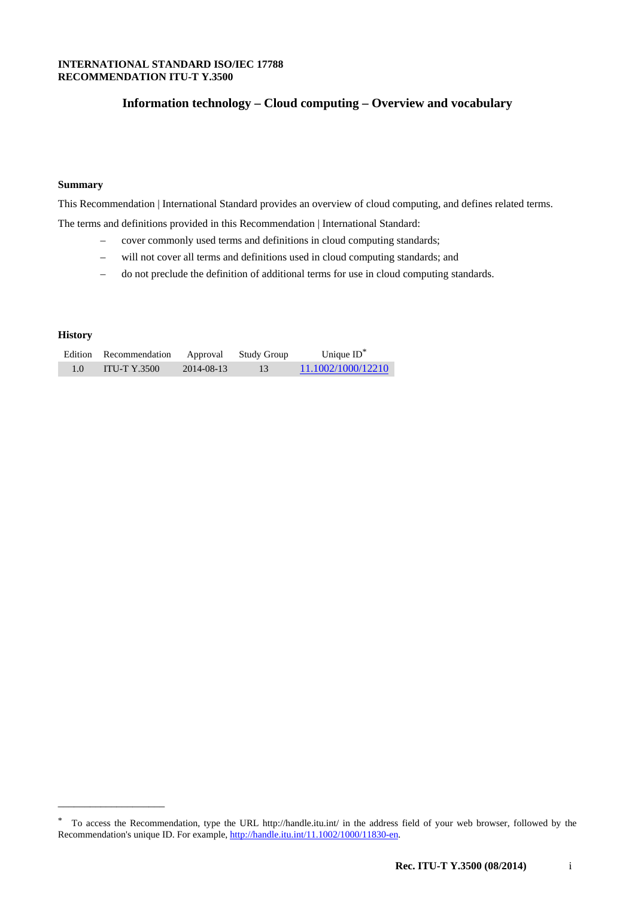**INTERNATIONAL STANDARD ISO/IEC 17788**
**RECOMMENDATION ITU-T Y.3500**

# Information technology – Cloud computing – Overview and vocabulary

## Summary

This Recommendation | International Standard provides an overview of cloud computing, and defines related terms.

The terms and definitions provided in this Recommendation | International Standard:

– cover commonly used terms and definitions in cloud computing standards;

– will not cover all terms and definitions used in cloud computing standards; and

– do not preclude the definition of additional terms for use in cloud computing standards.

## History

| Edition | Recommendation | Approval | Study Group | Unique ID* |
|---|---|---|---|---|
| 1.0 | ITU-T Y.3500 | 2014-08-13 | 13 | 11.1002/1000/12210 |

---

* To access the Recommendation, type the URL http://handle.itu.int/ in the address field of your web browser, followed by the Recommendation's unique ID. For example, http://handle.itu.int/11.1002/1000/11830-en.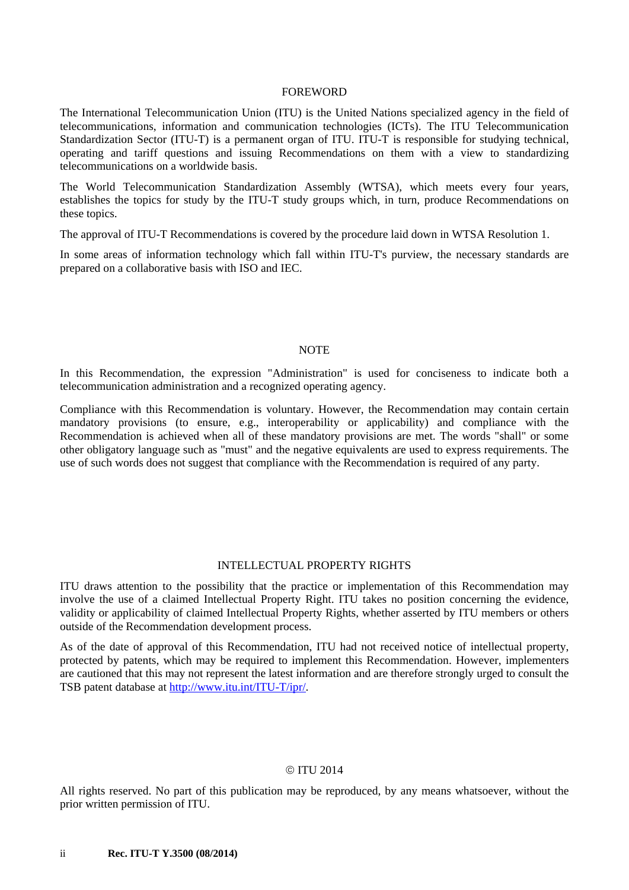## FOREWORD

The International Telecommunication Union (ITU) is the United Nations specialized agency in the field of telecommunications, information and communication technologies (ICTs). The ITU Telecommunication Standardization Sector (ITU-T) is a permanent organ of ITU. ITU-T is responsible for studying technical, operating and tariff questions and issuing Recommendations on them with a view to standardizing telecommunications on a worldwide basis.

The World Telecommunication Standardization Assembly (WTSA), which meets every four years, establishes the topics for study by the ITU-T study groups which, in turn, produce Recommendations on these topics.

The approval of ITU-T Recommendations is covered by the procedure laid down in WTSA Resolution 1.

In some areas of information technology which fall within ITU-T's purview, the necessary standards are prepared on a collaborative basis with ISO and IEC.

## NOTE

In this Recommendation, the expression "Administration" is used for conciseness to indicate both a telecommunication administration and a recognized operating agency.

Compliance with this Recommendation is voluntary. However, the Recommendation may contain certain mandatory provisions (to ensure, e.g., interoperability or applicability) and compliance with the Recommendation is achieved when all of these mandatory provisions are met. The words "shall" or some other obligatory language such as "must" and the negative equivalents are used to express requirements. The use of such words does not suggest that compliance with the Recommendation is required of any party.

## INTELLECTUAL PROPERTY RIGHTS

ITU draws attention to the possibility that the practice or implementation of this Recommendation may involve the use of a claimed Intellectual Property Right. ITU takes no position concerning the evidence, validity or applicability of claimed Intellectual Property Rights, whether asserted by ITU members or others outside of the Recommendation development process.

As of the date of approval of this Recommendation, ITU had not received notice of intellectual property, protected by patents, which may be required to implement this Recommendation. However, implementers are cautioned that this may not represent the latest information and are therefore strongly urged to consult the TSB patent database at http://www.itu.int/ITU-T/ipr/.

© ITU 2014

All rights reserved. No part of this publication may be reproduced, by any means whatsoever, without the prior written permission of ITU.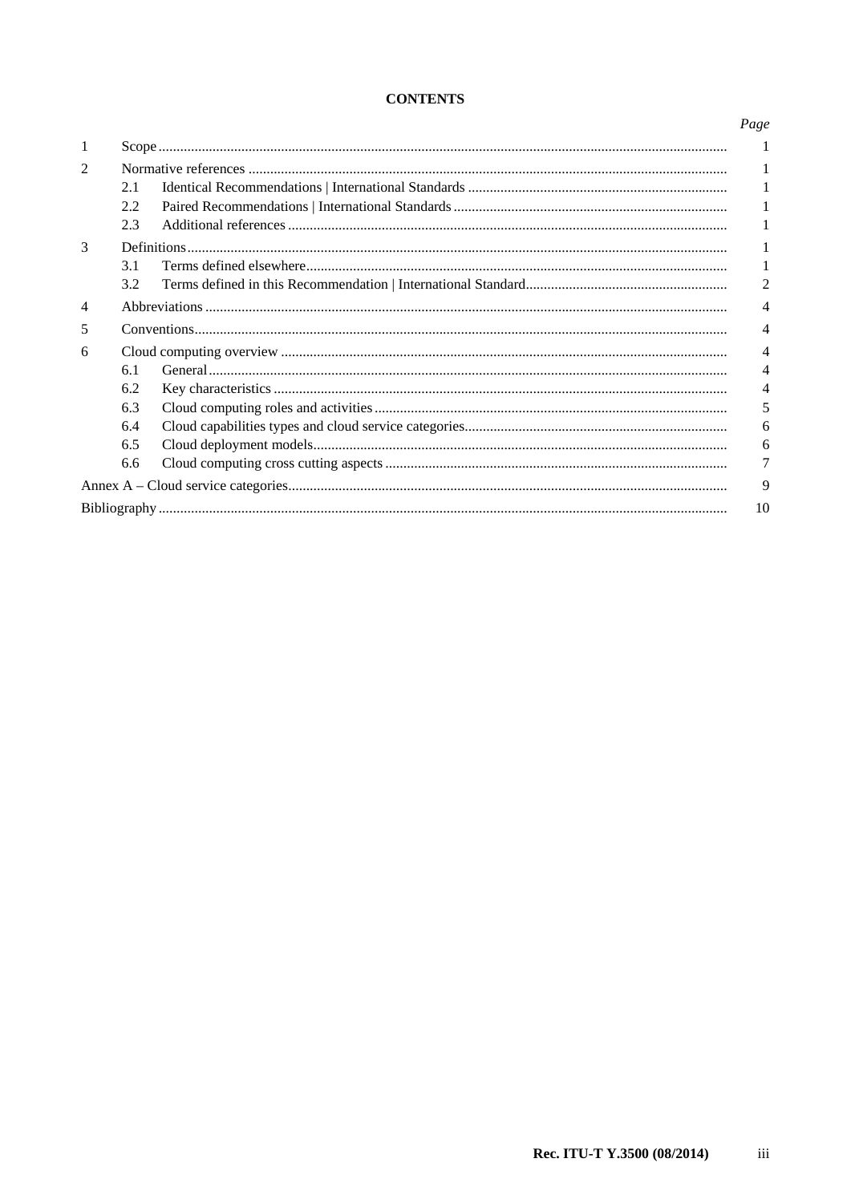**CONTENTS**

| | | Page |
|---|---|---|
| 1 | Scope | 1 |
| 2 | Normative references | 1 |
| | 2.1 Identical Recommendations \| International Standards | 1 |
| | 2.2 Paired Recommendations \| International Standards | 1 |
| | 2.3 Additional references | 1 |
| 3 | Definitions | 1 |
| | 3.1 Terms defined elsewhere | 1 |
| | 3.2 Terms defined in this Recommendation \| International Standard | 2 |
| 4 | Abbreviations | 4 |
| 5 | Conventions | 4 |
| 6 | Cloud computing overview | 4 |
| | 6.1 General | 4 |
| | 6.2 Key characteristics | 4 |
| | 6.3 Cloud computing roles and activities | 5 |
| | 6.4 Cloud capabilities types and cloud service categories | 6 |
| | 6.5 Cloud deployment models | 6 |
| | 6.6 Cloud computing cross cutting aspects | 7 |
| Annex A – Cloud service categories | | 9 |
| Bibliography | | 10 |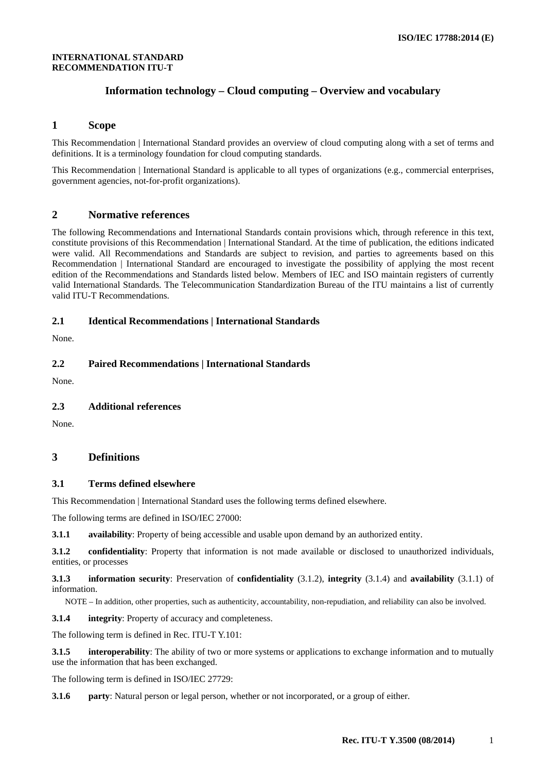**INTERNATIONAL STANDARD**
**RECOMMENDATION ITU-T**

# Information technology – Cloud computing – Overview and vocabulary

## 1 Scope

This Recommendation | International Standard provides an overview of cloud computing along with a set of terms and definitions. It is a terminology foundation for cloud computing standards.

This Recommendation | International Standard is applicable to all types of organizations (e.g., commercial enterprises, government agencies, not-for-profit organizations).

## 2 Normative references

The following Recommendations and International Standards contain provisions which, through reference in this text, constitute provisions of this Recommendation | International Standard. At the time of publication, the editions indicated were valid. All Recommendations and Standards are subject to revision, and parties to agreements based on this Recommendation | International Standard are encouraged to investigate the possibility of applying the most recent edition of the Recommendations and Standards listed below. Members of IEC and ISO maintain registers of currently valid International Standards. The Telecommunication Standardization Bureau of the ITU maintains a list of currently valid ITU-T Recommendations.

### 2.1 Identical Recommendations | International Standards

None.

### 2.2 Paired Recommendations | International Standards

None.

### 2.3 Additional references

None.

## 3 Definitions

### 3.1 Terms defined elsewhere

This Recommendation | International Standard uses the following terms defined elsewhere.

The following terms are defined in ISO/IEC 27000:

**3.1.1 availability**: Property of being accessible and usable upon demand by an authorized entity.

**3.1.2 confidentiality**: Property that information is not made available or disclosed to unauthorized individuals, entities, or processes

**3.1.3 information security**: Preservation of **confidentiality** (3.1.2), **integrity** (3.1.4) and **availability** (3.1.1) of information.

NOTE – In addition, other properties, such as authenticity, accountability, non-repudiation, and reliability can also be involved.

**3.1.4 integrity**: Property of accuracy and completeness.

The following term is defined in Rec. ITU-T Y.101:

**3.1.5 interoperability**: The ability of two or more systems or applications to exchange information and to mutually use the information that has been exchanged.

The following term is defined in ISO/IEC 27729:

**3.1.6 party**: Natural person or legal person, whether or not incorporated, or a group of either.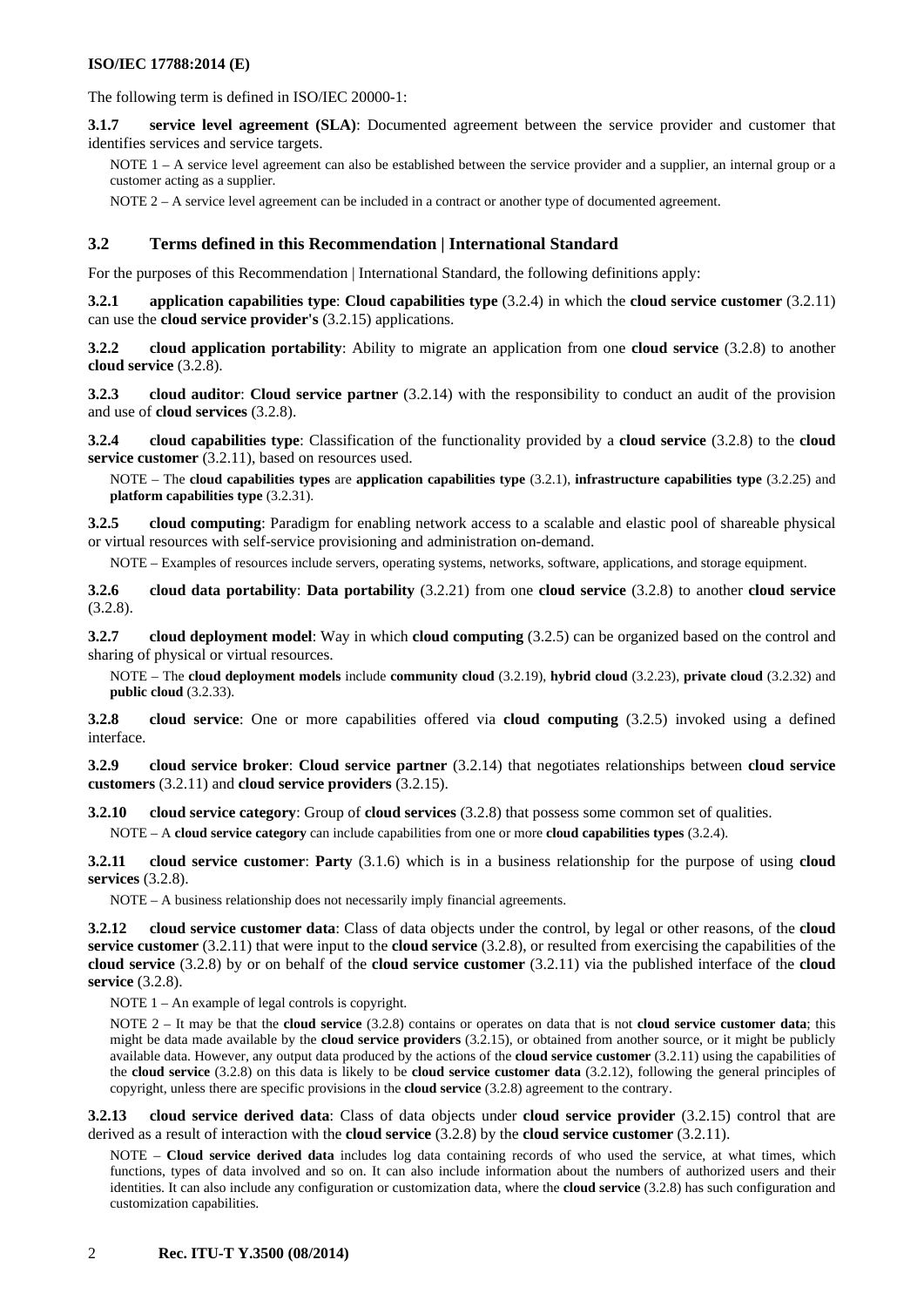The following term is defined in ISO/IEC 20000-1:

**3.1.7 service level agreement (SLA)**: Documented agreement between the service provider and customer that identifies services and service targets.

NOTE 1 – A service level agreement can also be established between the service provider and a supplier, an internal group or a customer acting as a supplier.

NOTE 2 – A service level agreement can be included in a contract or another type of documented agreement.

## 3.2 Terms defined in this Recommendation | International Standard

For the purposes of this Recommendation | International Standard, the following definitions apply:

**3.2.1 application capabilities type**: **Cloud capabilities type** (3.2.4) in which the **cloud service customer** (3.2.11) can use the **cloud service provider's** (3.2.15) applications.

**3.2.2 cloud application portability**: Ability to migrate an application from one **cloud service** (3.2.8) to another **cloud service** (3.2.8).

**3.2.3 cloud auditor**: **Cloud service partner** (3.2.14) with the responsibility to conduct an audit of the provision and use of **cloud services** (3.2.8).

**3.2.4 cloud capabilities type**: Classification of the functionality provided by a **cloud service** (3.2.8) to the **cloud service customer** (3.2.11), based on resources used.

NOTE – The **cloud capabilities types** are **application capabilities type** (3.2.1), **infrastructure capabilities type** (3.2.25) and **platform capabilities type** (3.2.31).

**3.2.5 cloud computing**: Paradigm for enabling network access to a scalable and elastic pool of shareable physical or virtual resources with self-service provisioning and administration on-demand.

NOTE – Examples of resources include servers, operating systems, networks, software, applications, and storage equipment.

**3.2.6 cloud data portability**: **Data portability** (3.2.21) from one **cloud service** (3.2.8) to another **cloud service** (3.2.8).

**3.2.7 cloud deployment model**: Way in which **cloud computing** (3.2.5) can be organized based on the control and sharing of physical or virtual resources.

NOTE – The **cloud deployment models** include **community cloud** (3.2.19), **hybrid cloud** (3.2.23), **private cloud** (3.2.32) and **public cloud** (3.2.33).

**3.2.8 cloud service**: One or more capabilities offered via **cloud computing** (3.2.5) invoked using a defined interface.

**3.2.9 cloud service broker**: **Cloud service partner** (3.2.14) that negotiates relationships between **cloud service customers** (3.2.11) and **cloud service providers** (3.2.15).

**3.2.10 cloud service category**: Group of **cloud services** (3.2.8) that possess some common set of qualities.

NOTE – A **cloud service category** can include capabilities from one or more **cloud capabilities types** (3.2.4).

**3.2.11 cloud service customer**: **Party** (3.1.6) which is in a business relationship for the purpose of using **cloud services** (3.2.8).

NOTE – A business relationship does not necessarily imply financial agreements.

**3.2.12 cloud service customer data**: Class of data objects under the control, by legal or other reasons, of the **cloud service customer** (3.2.11) that were input to the **cloud service** (3.2.8), or resulted from exercising the capabilities of the **cloud service** (3.2.8) by or on behalf of the **cloud service customer** (3.2.11) via the published interface of the **cloud service** (3.2.8).

NOTE 1 – An example of legal controls is copyright.

NOTE 2 – It may be that the **cloud service** (3.2.8) contains or operates on data that is not **cloud service customer data**; this might be data made available by the **cloud service providers** (3.2.15), or obtained from another source, or it might be publicly available data. However, any output data produced by the actions of the **cloud service customer** (3.2.11) using the capabilities of the **cloud service** (3.2.8) on this data is likely to be **cloud service customer data** (3.2.12), following the general principles of copyright, unless there are specific provisions in the **cloud service** (3.2.8) agreement to the contrary.

**3.2.13 cloud service derived data**: Class of data objects under **cloud service provider** (3.2.15) control that are derived as a result of interaction with the **cloud service** (3.2.8) by the **cloud service customer** (3.2.11).

NOTE – **Cloud service derived data** includes log data containing records of who used the service, at what times, which functions, types of data involved and so on. It can also include information about the numbers of authorized users and their identities. It can also include any configuration or customization data, where the **cloud service** (3.2.8) has such configuration and customization capabilities.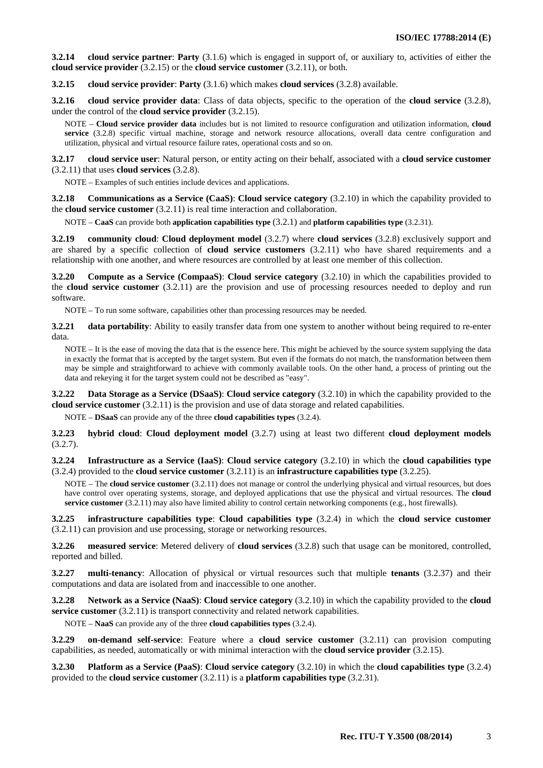**3.2.14 cloud service partner**: **Party** (3.1.6) which is engaged in support of, or auxiliary to, activities of either the **cloud service provider** (3.2.15) or the **cloud service customer** (3.2.11), or both.

**3.2.15 cloud service provider**: **Party** (3.1.6) which makes **cloud services** (3.2.8) available.

**3.2.16 cloud service provider data**: Class of data objects, specific to the operation of the **cloud service** (3.2.8), under the control of the **cloud service provider** (3.2.15).

NOTE – **Cloud service provider data** includes but is not limited to resource configuration and utilization information, **cloud service** (3.2.8) specific virtual machine, storage and network resource allocations, overall data centre configuration and utilization, physical and virtual resource failure rates, operational costs and so on.

**3.2.17 cloud service user**: Natural person, or entity acting on their behalf, associated with a **cloud service customer** (3.2.11) that uses **cloud services** (3.2.8).

NOTE – Examples of such entities include devices and applications.

**3.2.18 Communications as a Service (CaaS)**: **Cloud service category** (3.2.10) in which the capability provided to the **cloud service customer** (3.2.11) is real time interaction and collaboration.

NOTE – **CaaS** can provide both **application capabilities type** (3.2.1) and **platform capabilities type** (3.2.31).

**3.2.19 community cloud**: **Cloud deployment model** (3.2.7) where **cloud services** (3.2.8) exclusively support and are shared by a specific collection of **cloud service customers** (3.2.11) who have shared requirements and a relationship with one another, and where resources are controlled by at least one member of this collection.

**3.2.20 Compute as a Service (CompaaS)**: **Cloud service category** (3.2.10) in which the capabilities provided to the **cloud service customer** (3.2.11) are the provision and use of processing resources needed to deploy and run software.

NOTE – To run some software, capabilities other than processing resources may be needed.

**3.2.21 data portability**: Ability to easily transfer data from one system to another without being required to re-enter data.

NOTE – It is the ease of moving the data that is the essence here. This might be achieved by the source system supplying the data in exactly the format that is accepted by the target system. But even if the formats do not match, the transformation between them may be simple and straightforward to achieve with commonly available tools. On the other hand, a process of printing out the data and rekeying it for the target system could not be described as "easy".

**3.2.22 Data Storage as a Service (DSaaS)**: **Cloud service category** (3.2.10) in which the capability provided to the **cloud service customer** (3.2.11) is the provision and use of data storage and related capabilities.

NOTE – **DSaaS** can provide any of the three **cloud capabilities types** (3.2.4).

**3.2.23 hybrid cloud**: **Cloud deployment model** (3.2.7) using at least two different **cloud deployment models** (3.2.7).

**3.2.24 Infrastructure as a Service (IaaS)**: **Cloud service category** (3.2.10) in which the **cloud capabilities type** (3.2.4) provided to the **cloud service customer** (3.2.11) is an **infrastructure capabilities type** (3.2.25).

NOTE – The **cloud service customer** (3.2.11) does not manage or control the underlying physical and virtual resources, but does have control over operating systems, storage, and deployed applications that use the physical and virtual resources. The **cloud service customer** (3.2.11) may also have limited ability to control certain networking components (e.g., host firewalls).

**3.2.25 infrastructure capabilities type**: **Cloud capabilities type** (3.2.4) in which the **cloud service customer** (3.2.11) can provision and use processing, storage or networking resources.

**3.2.26 measured service**: Metered delivery of **cloud services** (3.2.8) such that usage can be monitored, controlled, reported and billed.

**3.2.27 multi-tenancy**: Allocation of physical or virtual resources such that multiple **tenants** (3.2.37) and their computations and data are isolated from and inaccessible to one another.

**3.2.28 Network as a Service (NaaS)**: **Cloud service category** (3.2.10) in which the capability provided to the **cloud service customer** (3.2.11) is transport connectivity and related network capabilities.

NOTE – **NaaS** can provide any of the three **cloud capabilities types** (3.2.4).

**3.2.29 on-demand self-service**: Feature where a **cloud service customer** (3.2.11) can provision computing capabilities, as needed, automatically or with minimal interaction with the **cloud service provider** (3.2.15).

**3.2.30 Platform as a Service (PaaS)**: **Cloud service category** (3.2.10) in which the **cloud capabilities type** (3.2.4) provided to the **cloud service customer** (3.2.11) is a **platform capabilities type** (3.2.31).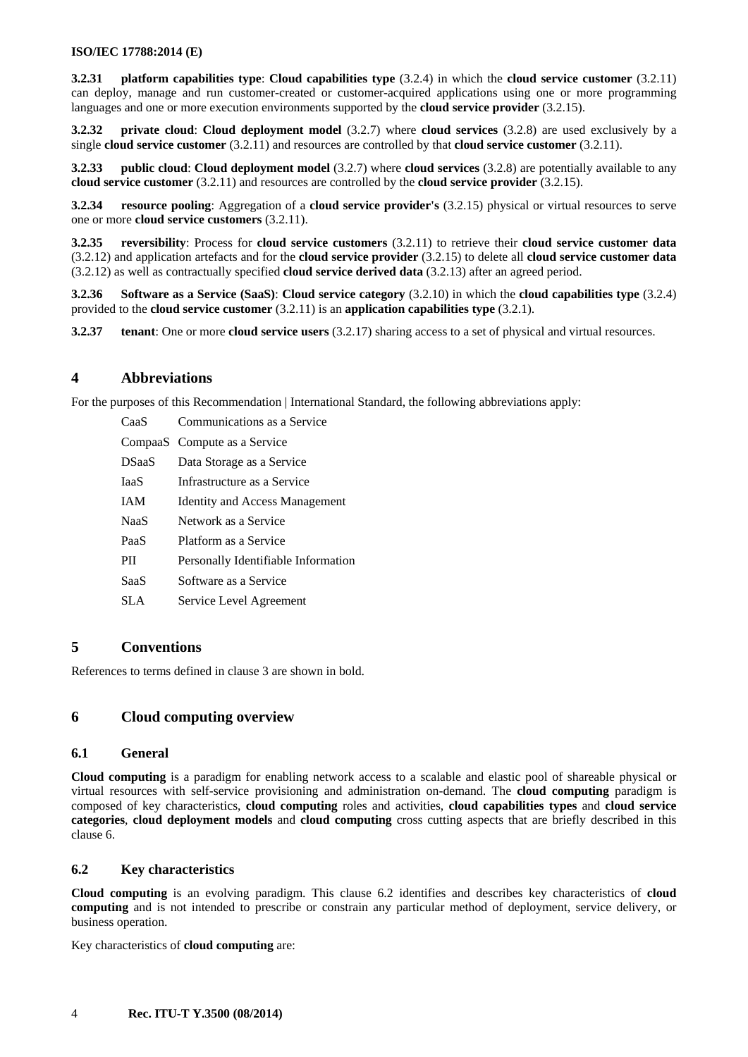**3.2.31 platform capabilities type**: **Cloud capabilities type** (3.2.4) in which the **cloud service customer** (3.2.11) can deploy, manage and run customer-created or customer-acquired applications using one or more programming languages and one or more execution environments supported by the **cloud service provider** (3.2.15).

**3.2.32 private cloud**: **Cloud deployment model** (3.2.7) where **cloud services** (3.2.8) are used exclusively by a single **cloud service customer** (3.2.11) and resources are controlled by that **cloud service customer** (3.2.11).

**3.2.33 public cloud**: **Cloud deployment model** (3.2.7) where **cloud services** (3.2.8) are potentially available to any **cloud service customer** (3.2.11) and resources are controlled by the **cloud service provider** (3.2.15).

**3.2.34 resource pooling**: Aggregation of a **cloud service provider's** (3.2.15) physical or virtual resources to serve one or more **cloud service customers** (3.2.11).

**3.2.35 reversibility**: Process for **cloud service customers** (3.2.11) to retrieve their **cloud service customer data** (3.2.12) and application artefacts and for the **cloud service provider** (3.2.15) to delete all **cloud service customer data** (3.2.12) as well as contractually specified **cloud service derived data** (3.2.13) after an agreed period.

**3.2.36 Software as a Service (SaaS)**: **Cloud service category** (3.2.10) in which the **cloud capabilities type** (3.2.4) provided to the **cloud service customer** (3.2.11) is an **application capabilities type** (3.2.1).

**3.2.37 tenant**: One or more **cloud service users** (3.2.17) sharing access to a set of physical and virtual resources.

## 4 Abbreviations

For the purposes of this Recommendation | International Standard, the following abbreviations apply:

CaaS Communications as a Service

CompaaS Compute as a Service

DSaaS Data Storage as a Service

IaaS Infrastructure as a Service

IAM Identity and Access Management

NaaS Network as a Service

PaaS Platform as a Service

PII Personally Identifiable Information

SaaS Software as a Service

SLA Service Level Agreement

## 5 Conventions

References to terms defined in clause 3 are shown in bold.

## 6 Cloud computing overview

### 6.1 General

**Cloud computing** is a paradigm for enabling network access to a scalable and elastic pool of shareable physical or virtual resources with self-service provisioning and administration on-demand. The **cloud computing** paradigm is composed of key characteristics, **cloud computing** roles and activities, **cloud capabilities types** and **cloud service categories**, **cloud deployment models** and **cloud computing** cross cutting aspects that are briefly described in this clause 6.

### 6.2 Key characteristics

**Cloud computing** is an evolving paradigm. This clause 6.2 identifies and describes key characteristics of **cloud computing** and is not intended to prescribe or constrain any particular method of deployment, service delivery, or business operation.

Key characteristics of **cloud computing** are: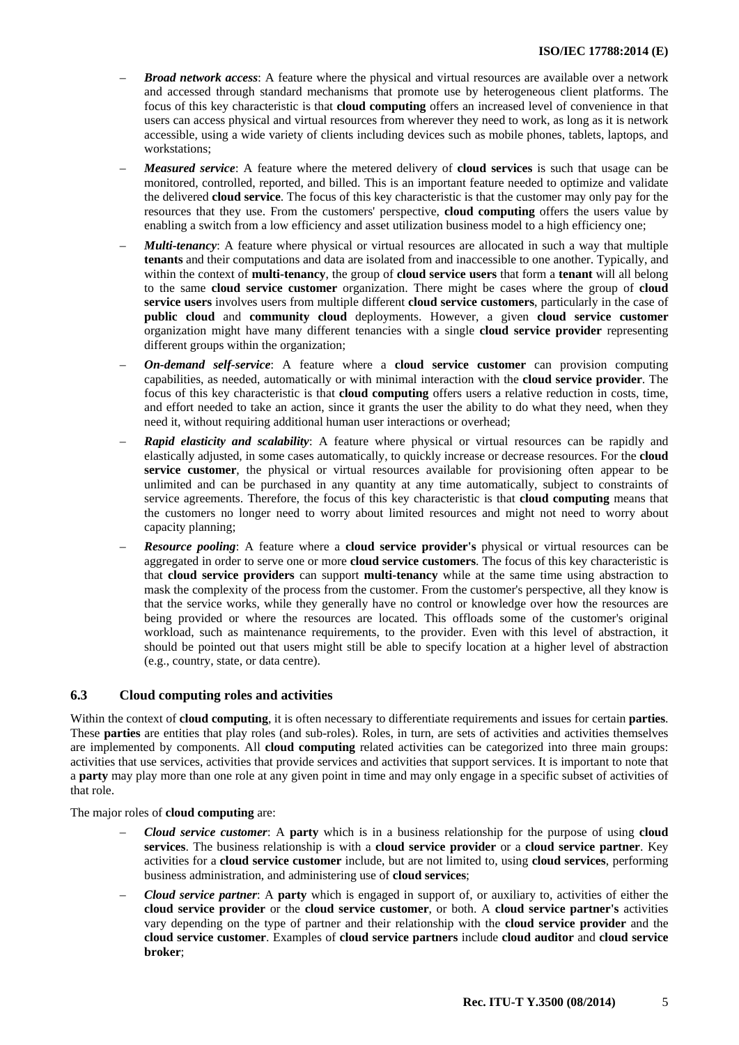- ***Broad network access***: A feature where the physical and virtual resources are available over a network and accessed through standard mechanisms that promote use by heterogeneous client platforms. The focus of this key characteristic is that **cloud computing** offers an increased level of convenience in that users can access physical and virtual resources from wherever they need to work, as long as it is network accessible, using a wide variety of clients including devices such as mobile phones, tablets, laptops, and workstations;
- ***Measured service***: A feature where the metered delivery of **cloud services** is such that usage can be monitored, controlled, reported, and billed. This is an important feature needed to optimize and validate the delivered **cloud service**. The focus of this key characteristic is that the customer may only pay for the resources that they use. From the customers' perspective, **cloud computing** offers the users value by enabling a switch from a low efficiency and asset utilization business model to a high efficiency one;
- ***Multi-tenancy***: A feature where physical or virtual resources are allocated in such a way that multiple **tenants** and their computations and data are isolated from and inaccessible to one another. Typically, and within the context of **multi-tenancy**, the group of **cloud service users** that form a **tenant** will all belong to the same **cloud service customer** organization. There might be cases where the group of **cloud service users** involves users from multiple different **cloud service customers**, particularly in the case of **public cloud** and **community cloud** deployments. However, a given **cloud service customer** organization might have many different tenancies with a single **cloud service provider** representing different groups within the organization;
- ***On-demand self-service***: A feature where a **cloud service customer** can provision computing capabilities, as needed, automatically or with minimal interaction with the **cloud service provider**. The focus of this key characteristic is that **cloud computing** offers users a relative reduction in costs, time, and effort needed to take an action, since it grants the user the ability to do what they need, when they need it, without requiring additional human user interactions or overhead;
- ***Rapid elasticity and scalability***: A feature where physical or virtual resources can be rapidly and elastically adjusted, in some cases automatically, to quickly increase or decrease resources. For the **cloud service customer**, the physical or virtual resources available for provisioning often appear to be unlimited and can be purchased in any quantity at any time automatically, subject to constraints of service agreements. Therefore, the focus of this key characteristic is that **cloud computing** means that the customers no longer need to worry about limited resources and might not need to worry about capacity planning;
- ***Resource pooling***: A feature where a **cloud service provider's** physical or virtual resources can be aggregated in order to serve one or more **cloud service customers**. The focus of this key characteristic is that **cloud service providers** can support **multi-tenancy** while at the same time using abstraction to mask the complexity of the process from the customer. From the customer's perspective, all they know is that the service works, while they generally have no control or knowledge over how the resources are being provided or where the resources are located. This offloads some of the customer's original workload, such as maintenance requirements, to the provider. Even with this level of abstraction, it should be pointed out that users might still be able to specify location at a higher level of abstraction (e.g., country, state, or data centre).

### 6.3 Cloud computing roles and activities

Within the context of **cloud computing**, it is often necessary to differentiate requirements and issues for certain **parties**. These **parties** are entities that play roles (and sub-roles). Roles, in turn, are sets of activities and activities themselves are implemented by components. All **cloud computing** related activities can be categorized into three main groups: activities that use services, activities that provide services and activities that support services. It is important to note that a **party** may play more than one role at any given point in time and may only engage in a specific subset of activities of that role.

The major roles of **cloud computing** are:

- ***Cloud service customer***: A **party** which is in a business relationship for the purpose of using **cloud services**. The business relationship is with a **cloud service provider** or a **cloud service partner**. Key activities for a **cloud service customer** include, but are not limited to, using **cloud services**, performing business administration, and administering use of **cloud services**;
- ***Cloud service partner***: A **party** which is engaged in support of, or auxiliary to, activities of either the **cloud service provider** or the **cloud service customer**, or both. A **cloud service partner's** activities vary depending on the type of partner and their relationship with the **cloud service provider** and the **cloud service customer**. Examples of **cloud service partners** include **cloud auditor** and **cloud service broker**;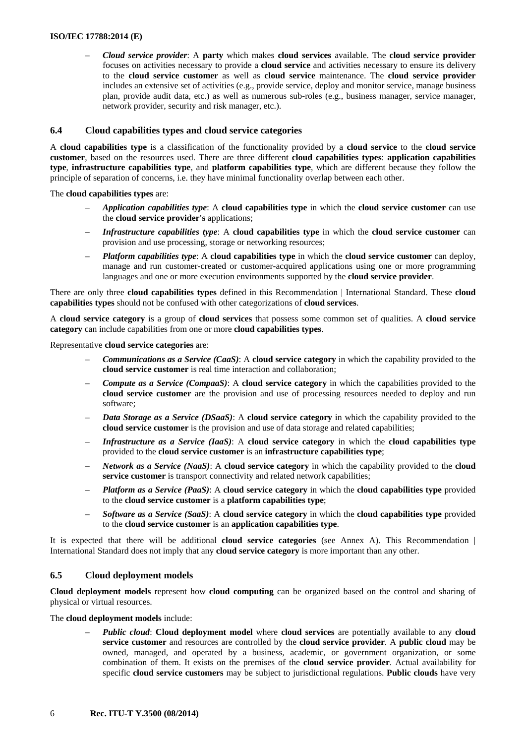– *Cloud service provider*: A **party** which makes **cloud services** available. The **cloud service provider** focuses on activities necessary to provide a **cloud service** and activities necessary to ensure its delivery to the **cloud service customer** as well as **cloud service** maintenance. The **cloud service provider** includes an extensive set of activities (e.g., provide service, deploy and monitor service, manage business plan, provide audit data, etc.) as well as numerous sub-roles (e.g., business manager, service manager, network provider, security and risk manager, etc.).

### 6.4 Cloud capabilities types and cloud service categories

A **cloud capabilities type** is a classification of the functionality provided by a **cloud service** to the **cloud service customer**, based on the resources used. There are three different **cloud capabilities types**: **application capabilities type**, **infrastructure capabilities type**, and **platform capabilities type**, which are different because they follow the principle of separation of concerns, i.e. they have minimal functionality overlap between each other.

The **cloud capabilities types** are:

– ***Application capabilities type***: A **cloud capabilities type** in which the **cloud service customer** can use the **cloud service provider's** applications;

– ***Infrastructure capabilities type***: A **cloud capabilities type** in which the **cloud service customer** can provision and use processing, storage or networking resources;

– ***Platform capabilities type***: A **cloud capabilities type** in which the **cloud service customer** can deploy, manage and run customer-created or customer-acquired applications using one or more programming languages and one or more execution environments supported by the **cloud service provider**.

There are only three **cloud capabilities types** defined in this Recommendation | International Standard. These **cloud capabilities types** should not be confused with other categorizations of **cloud services**.

A **cloud service category** is a group of **cloud services** that possess some common set of qualities. A **cloud service category** can include capabilities from one or more **cloud capabilities types**.

Representative **cloud service categories** are:

– ***Communications as a Service (CaaS)***: A **cloud service category** in which the capability provided to the **cloud service customer** is real time interaction and collaboration;

– ***Compute as a Service (CompaaS)***: A **cloud service category** in which the capabilities provided to the **cloud service customer** are the provision and use of processing resources needed to deploy and run software;

– ***Data Storage as a Service (DSaaS)***: A **cloud service category** in which the capability provided to the **cloud service customer** is the provision and use of data storage and related capabilities;

– ***Infrastructure as a Service (IaaS)***: A **cloud service category** in which the **cloud capabilities type** provided to the **cloud service customer** is an **infrastructure capabilities type**;

– ***Network as a Service (NaaS)***: A **cloud service category** in which the capability provided to the **cloud service customer** is transport connectivity and related network capabilities;

– ***Platform as a Service (PaaS)***: A **cloud service category** in which the **cloud capabilities type** provided to the **cloud service customer** is a **platform capabilities type**;

– ***Software as a Service (SaaS)***: A **cloud service category** in which the **cloud capabilities type** provided to the **cloud service customer** is an **application capabilities type**.

It is expected that there will be additional **cloud service categories** (see Annex A). This Recommendation | International Standard does not imply that any **cloud service category** is more important than any other.

### 6.5 Cloud deployment models

**Cloud deployment models** represent how **cloud computing** can be organized based on the control and sharing of physical or virtual resources.

The **cloud deployment models** include:

– ***Public cloud***: **Cloud deployment model** where **cloud services** are potentially available to any **cloud service customer** and resources are controlled by the **cloud service provider**. A **public cloud** may be owned, managed, and operated by a business, academic, or government organization, or some combination of them. It exists on the premises of the **cloud service provider**. Actual availability for specific **cloud service customers** may be subject to jurisdictional regulations. **Public clouds** have very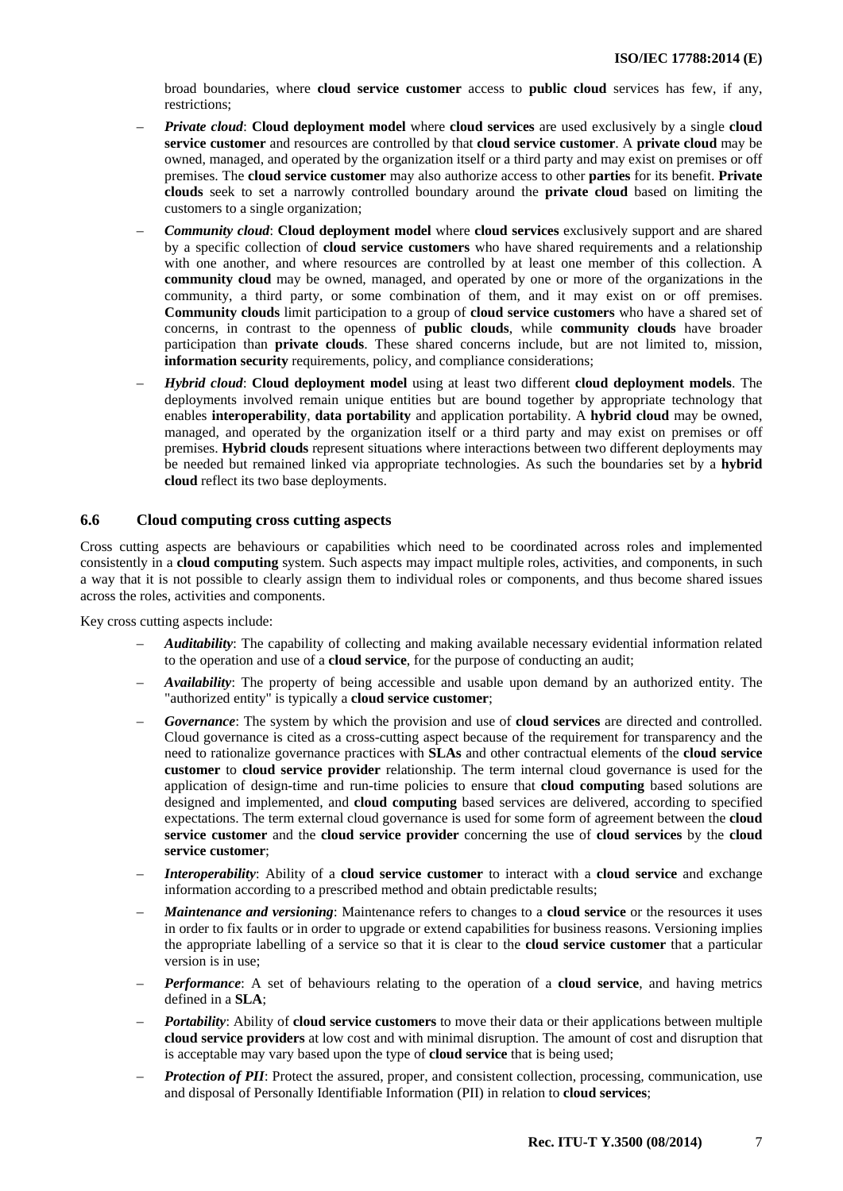broad boundaries, where **cloud service customer** access to **public cloud** services has few, if any, restrictions;

- ***Private cloud***: **Cloud deployment model** where **cloud services** are used exclusively by a single **cloud service customer** and resources are controlled by that **cloud service customer**. A **private cloud** may be owned, managed, and operated by the organization itself or a third party and may exist on premises or off premises. The **cloud service customer** may also authorize access to other **parties** for its benefit. **Private clouds** seek to set a narrowly controlled boundary around the **private cloud** based on limiting the customers to a single organization;
- ***Community cloud***: **Cloud deployment model** where **cloud services** exclusively support and are shared by a specific collection of **cloud service customers** who have shared requirements and a relationship with one another, and where resources are controlled by at least one member of this collection. A **community cloud** may be owned, managed, and operated by one or more of the organizations in the community, a third party, or some combination of them, and it may exist on or off premises. **Community clouds** limit participation to a group of **cloud service customers** who have a shared set of concerns, in contrast to the openness of **public clouds**, while **community clouds** have broader participation than **private clouds**. These shared concerns include, but are not limited to, mission, **information security** requirements, policy, and compliance considerations;
- ***Hybrid cloud***: **Cloud deployment model** using at least two different **cloud deployment models**. The deployments involved remain unique entities but are bound together by appropriate technology that enables **interoperability**, **data portability** and application portability. A **hybrid cloud** may be owned, managed, and operated by the organization itself or a third party and may exist on premises or off premises. **Hybrid clouds** represent situations where interactions between two different deployments may be needed but remained linked via appropriate technologies. As such the boundaries set by a **hybrid cloud** reflect its two base deployments.

## 6.6 Cloud computing cross cutting aspects

Cross cutting aspects are behaviours or capabilities which need to be coordinated across roles and implemented consistently in a **cloud computing** system. Such aspects may impact multiple roles, activities, and components, in such a way that it is not possible to clearly assign them to individual roles or components, and thus become shared issues across the roles, activities and components.

Key cross cutting aspects include:

- ***Auditability***: The capability of collecting and making available necessary evidential information related to the operation and use of a **cloud service**, for the purpose of conducting an audit;
- ***Availability***: The property of being accessible and usable upon demand by an authorized entity. The "authorized entity" is typically a **cloud service customer**;
- ***Governance***: The system by which the provision and use of **cloud services** are directed and controlled. Cloud governance is cited as a cross-cutting aspect because of the requirement for transparency and the need to rationalize governance practices with **SLAs** and other contractual elements of the **cloud service customer** to **cloud service provider** relationship. The term internal cloud governance is used for the application of design-time and run-time policies to ensure that **cloud computing** based solutions are designed and implemented, and **cloud computing** based services are delivered, according to specified expectations. The term external cloud governance is used for some form of agreement between the **cloud service customer** and the **cloud service provider** concerning the use of **cloud services** by the **cloud service customer**;
- ***Interoperability***: Ability of a **cloud service customer** to interact with a **cloud service** and exchange information according to a prescribed method and obtain predictable results;
- ***Maintenance and versioning***: Maintenance refers to changes to a **cloud service** or the resources it uses in order to fix faults or in order to upgrade or extend capabilities for business reasons. Versioning implies the appropriate labelling of a service so that it is clear to the **cloud service customer** that a particular version is in use;
- ***Performance***: A set of behaviours relating to the operation of a **cloud service**, and having metrics defined in a **SLA**;
- ***Portability***: Ability of **cloud service customers** to move their data or their applications between multiple **cloud service providers** at low cost and with minimal disruption. The amount of cost and disruption that is acceptable may vary based upon the type of **cloud service** that is being used;
- ***Protection of PII***: Protect the assured, proper, and consistent collection, processing, communication, use and disposal of Personally Identifiable Information (PII) in relation to **cloud services**;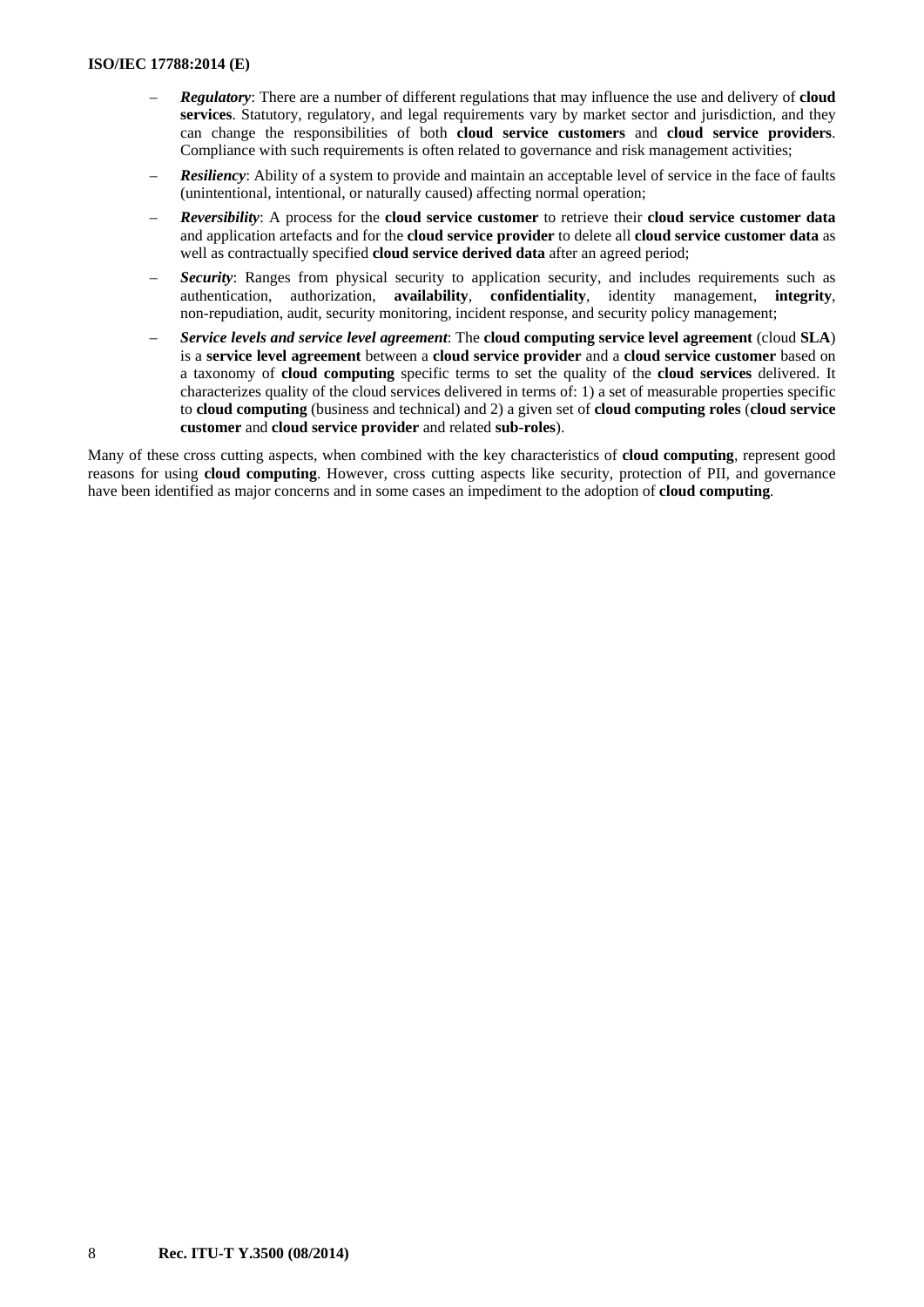– ***Regulatory***: There are a number of different regulations that may influence the use and delivery of **cloud services**. Statutory, regulatory, and legal requirements vary by market sector and jurisdiction, and they can change the responsibilities of both **cloud service customers** and **cloud service providers**. Compliance with such requirements is often related to governance and risk management activities;

– ***Resiliency***: Ability of a system to provide and maintain an acceptable level of service in the face of faults (unintentional, intentional, or naturally caused) affecting normal operation;

– ***Reversibility***: A process for the **cloud service customer** to retrieve their **cloud service customer data** and application artefacts and for the **cloud service provider** to delete all **cloud service customer data** as well as contractually specified **cloud service derived data** after an agreed period;

– ***Security***: Ranges from physical security to application security, and includes requirements such as authentication, authorization, **availability**, **confidentiality**, identity management, **integrity**, non-repudiation, audit, security monitoring, incident response, and security policy management;

– ***Service levels and service level agreement***: The **cloud computing service level agreement** (cloud **SLA**) is a **service level agreement** between a **cloud service provider** and a **cloud service customer** based on a taxonomy of **cloud computing** specific terms to set the quality of the **cloud services** delivered. It characterizes quality of the cloud services delivered in terms of: 1) a set of measurable properties specific to **cloud computing** (business and technical) and 2) a given set of **cloud computing roles** (**cloud service customer** and **cloud service provider** and related **sub-roles**).

Many of these cross cutting aspects, when combined with the key characteristics of **cloud computing**, represent good reasons for using **cloud computing**. However, cross cutting aspects like security, protection of PII, and governance have been identified as major concerns and in some cases an impediment to the adoption of **cloud computing**.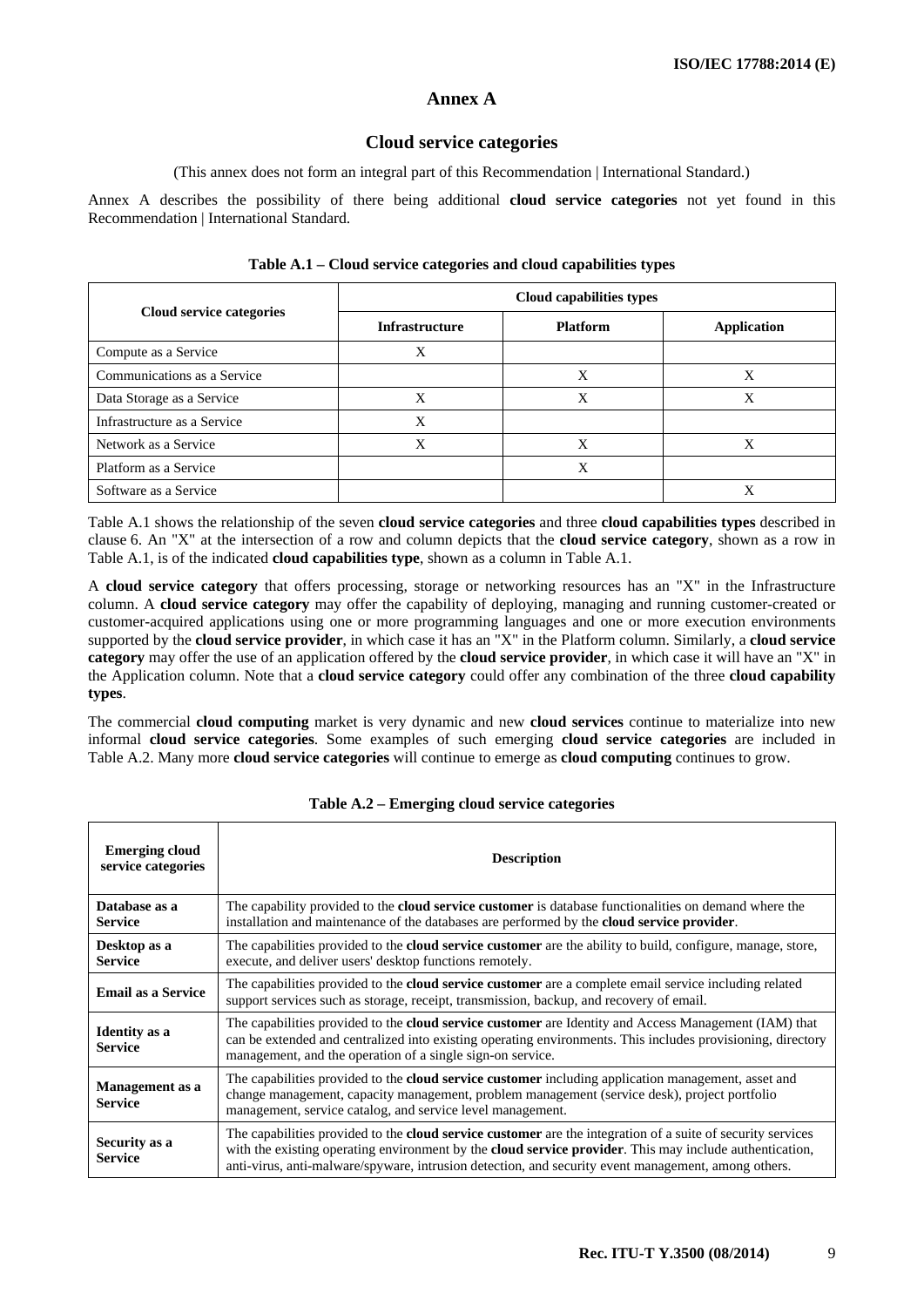# Annex A

## Cloud service categories

(This annex does not form an integral part of this Recommendation | International Standard.)

Annex A describes the possibility of there being additional **cloud service categories** not yet found in this Recommendation | International Standard.

**Table A.1 – Cloud service categories and cloud capabilities types**

| Cloud service categories | Cloud capabilities types | | |
|---|---|---|---|
| | Infrastructure | Platform | Application |
| Compute as a Service | X | | |
| Communications as a Service | | X | X |
| Data Storage as a Service | X | X | X |
| Infrastructure as a Service | X | | |
| Network as a Service | X | X | X |
| Platform as a Service | | X | |
| Software as a Service | | | X |

Table A.1 shows the relationship of the seven **cloud service categories** and three **cloud capabilities types** described in clause 6. An "X" at the intersection of a row and column depicts that the **cloud service category**, shown as a row in Table A.1, is of the indicated **cloud capabilities type**, shown as a column in Table A.1.

A **cloud service category** that offers processing, storage or networking resources has an "X" in the Infrastructure column. A **cloud service category** may offer the capability of deploying, managing and running customer-created or customer-acquired applications using one or more programming languages and one or more execution environments supported by the **cloud service provider**, in which case it has an "X" in the Platform column. Similarly, a **cloud service category** may offer the use of an application offered by the **cloud service provider**, in which case it will have an "X" in the Application column. Note that a **cloud service category** could offer any combination of the three **cloud capability types**.

The commercial **cloud computing** market is very dynamic and new **cloud services** continue to materialize into new informal **cloud service categories**. Some examples of such emerging **cloud service categories** are included in Table A.2. Many more **cloud service categories** will continue to emerge as **cloud computing** continues to grow.

**Table A.2 – Emerging cloud service categories**

| Emerging cloud service categories | Description |
|---|---|
| **Database as a Service** | The capability provided to the **cloud service customer** is database functionalities on demand where the installation and maintenance of the databases are performed by the **cloud service provider**. |
| **Desktop as a Service** | The capabilities provided to the **cloud service customer** are the ability to build, configure, manage, store, execute, and deliver users' desktop functions remotely. |
| **Email as a Service** | The capabilities provided to the **cloud service customer** are a complete email service including related support services such as storage, receipt, transmission, backup, and recovery of email. |
| **Identity as a Service** | The capabilities provided to the **cloud service customer** are Identity and Access Management (IAM) that can be extended and centralized into existing operating environments. This includes provisioning, directory management, and the operation of a single sign-on service. |
| **Management as a Service** | The capabilities provided to the **cloud service customer** including application management, asset and change management, capacity management, problem management (service desk), project portfolio management, service catalog, and service level management. |
| **Security as a Service** | The capabilities provided to the **cloud service customer** are the integration of a suite of security services with the existing operating environment by the **cloud service provider**. This may include authentication, anti-virus, anti-malware/spyware, intrusion detection, and security event management, among others. |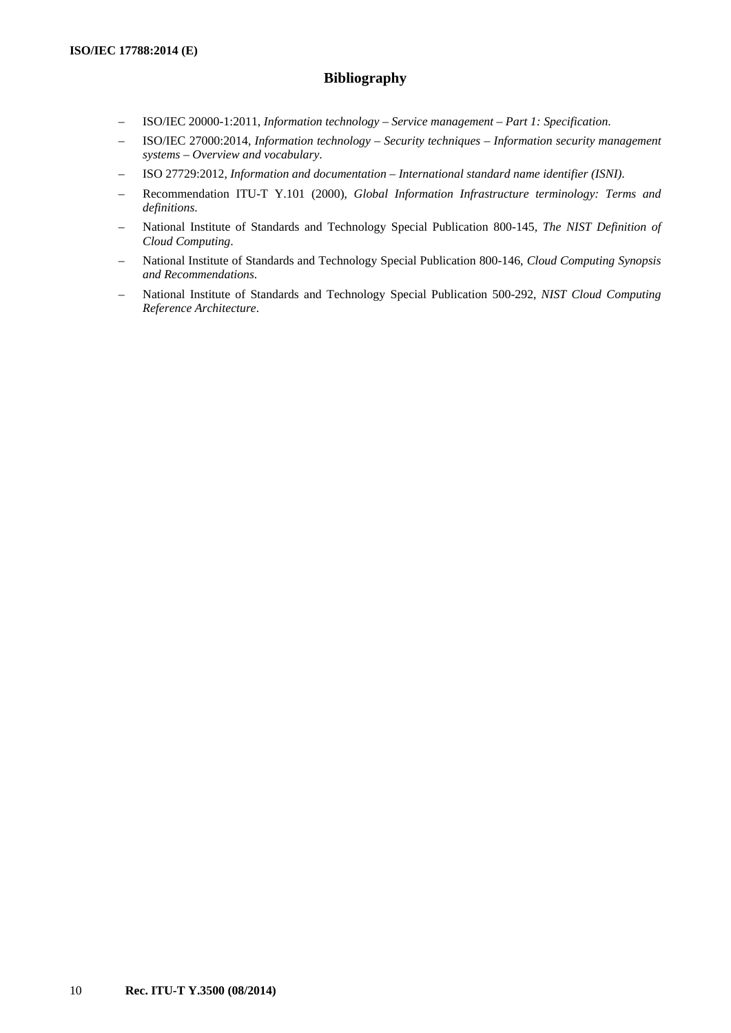# Bibliography

– ISO/IEC 20000-1:2011, *Information technology – Service management – Part 1: Specification*.

– ISO/IEC 27000:2014, *Information technology – Security techniques – Information security management systems – Overview and vocabulary*.

– ISO 27729:2012, *Information and documentation – International standard name identifier (ISNI)*.

– Recommendation ITU-T Y.101 (2000), *Global Information Infrastructure terminology: Terms and definitions*.

– National Institute of Standards and Technology Special Publication 800-145, *The NIST Definition of Cloud Computing*.

– National Institute of Standards and Technology Special Publication 800-146, *Cloud Computing Synopsis and Recommendations*.

– National Institute of Standards and Technology Special Publication 500-292, *NIST Cloud Computing Reference Architecture*.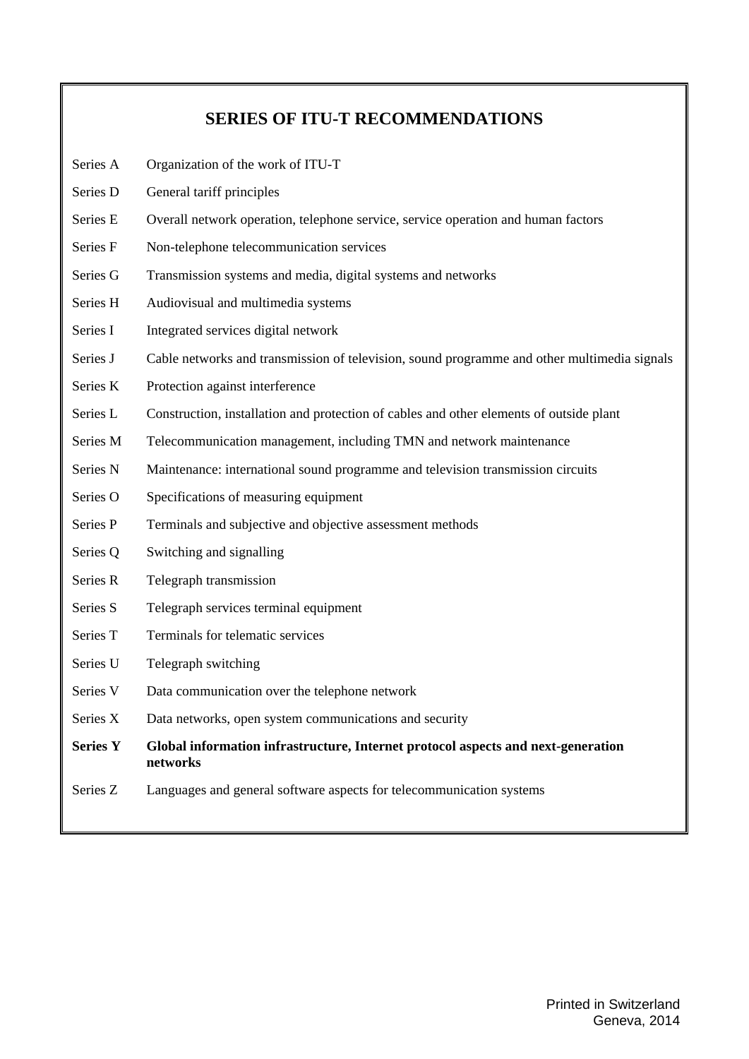## SERIES OF ITU-T RECOMMENDATIONS

| | |
|---|---|
| Series A | Organization of the work of ITU-T |
| Series D | General tariff principles |
| Series E | Overall network operation, telephone service, service operation and human factors |
| Series F | Non-telephone telecommunication services |
| Series G | Transmission systems and media, digital systems and networks |
| Series H | Audiovisual and multimedia systems |
| Series I | Integrated services digital network |
| Series J | Cable networks and transmission of television, sound programme and other multimedia signals |
| Series K | Protection against interference |
| Series L | Construction, installation and protection of cables and other elements of outside plant |
| Series M | Telecommunication management, including TMN and network maintenance |
| Series N | Maintenance: international sound programme and television transmission circuits |
| Series O | Specifications of measuring equipment |
| Series P | Terminals and subjective and objective assessment methods |
| Series Q | Switching and signalling |
| Series R | Telegraph transmission |
| Series S | Telegraph services terminal equipment |
| Series T | Terminals for telematic services |
| Series U | Telegraph switching |
| Series V | Data communication over the telephone network |
| Series X | Data networks, open system communications and security |
| **Series Y** | **Global information infrastructure, Internet protocol aspects and next-generation networks** |
| Series Z | Languages and general software aspects for telecommunication systems |

Printed in Switzerland
Geneva, 2014